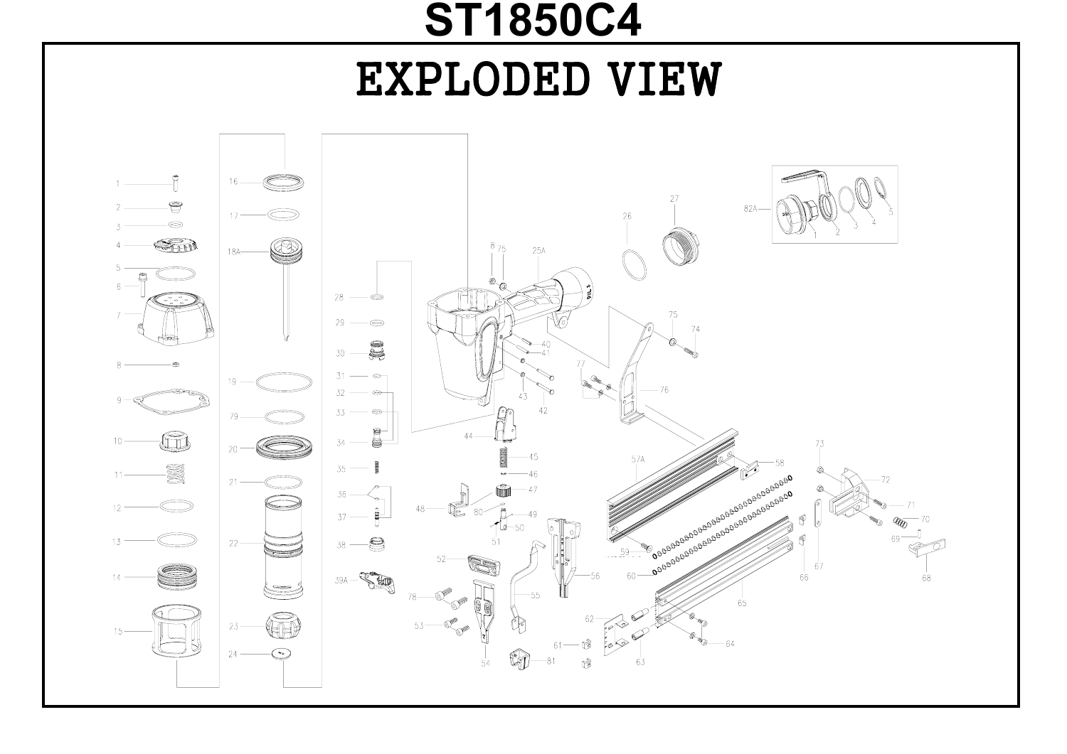# ST1850C4

## EXPLODED VIEW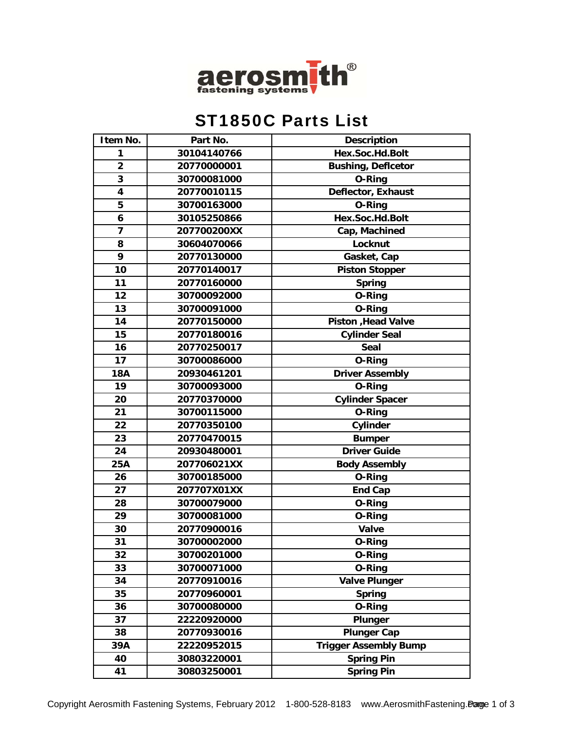aerosmith®
fastening systems

# ST1850C Parts List

| Item No. | Part No. | Description |
|---|---|---|
| 1 | 30104140766 | Hex.Soc.Hd.Bolt |
| 2 | 20770000001 | Bushing, Deflcetor |
| 3 | 30700081000 | O-Ring |
| 4 | 20770010115 | Deflector, Exhaust |
| 5 | 30700163000 | O-Ring |
| 6 | 30105250866 | Hex.Soc.Hd.Bolt |
| 7 | 207700200XX | Cap, Machined |
| 8 | 30604070066 | Locknut |
| 9 | 20770130000 | Gasket, Cap |
| 10 | 20770140017 | Piston Stopper |
| 11 | 20770160000 | Spring |
| 12 | 30700092000 | O-Ring |
| 13 | 30700091000 | O-Ring |
| 14 | 20770150000 | Piston ,Head Valve |
| 15 | 20770180016 | Cylinder Seal |
| 16 | 20770250017 | Seal |
| 17 | 30700086000 | O-Ring |
| 18A | 20930461201 | Driver Assembly |
| 19 | 30700093000 | O-Ring |
| 20 | 20770370000 | Cylinder Spacer |
| 21 | 30700115000 | O-Ring |
| 22 | 20770350100 | Cylinder |
| 23 | 20770470015 | Bumper |
| 24 | 20930480001 | Driver Guide |
| 25A | 207706021XX | Body Assembly |
| 26 | 30700185000 | O-Ring |
| 27 | 207707X01XX | End Cap |
| 28 | 30700079000 | O-Ring |
| 29 | 30700081000 | O-Ring |
| 30 | 20770900016 | Valve |
| 31 | 30700002000 | O-Ring |
| 32 | 30700201000 | O-Ring |
| 33 | 30700071000 | O-Ring |
| 34 | 20770910016 | Valve Plunger |
| 35 | 20770960001 | Spring |
| 36 | 30700080000 | O-Ring |
| 37 | 22220920000 | Plunger |
| 38 | 20770930016 | Plunger Cap |
| 39A | 22220952015 | Trigger Assembly Bump |
| 40 | 30803220001 | Spring Pin |
| 41 | 30803250001 | Spring Pin |

Copyright Aerosmith Fastening Systems, February 2012 1-800-528-8183 www.AerosmithFastening.com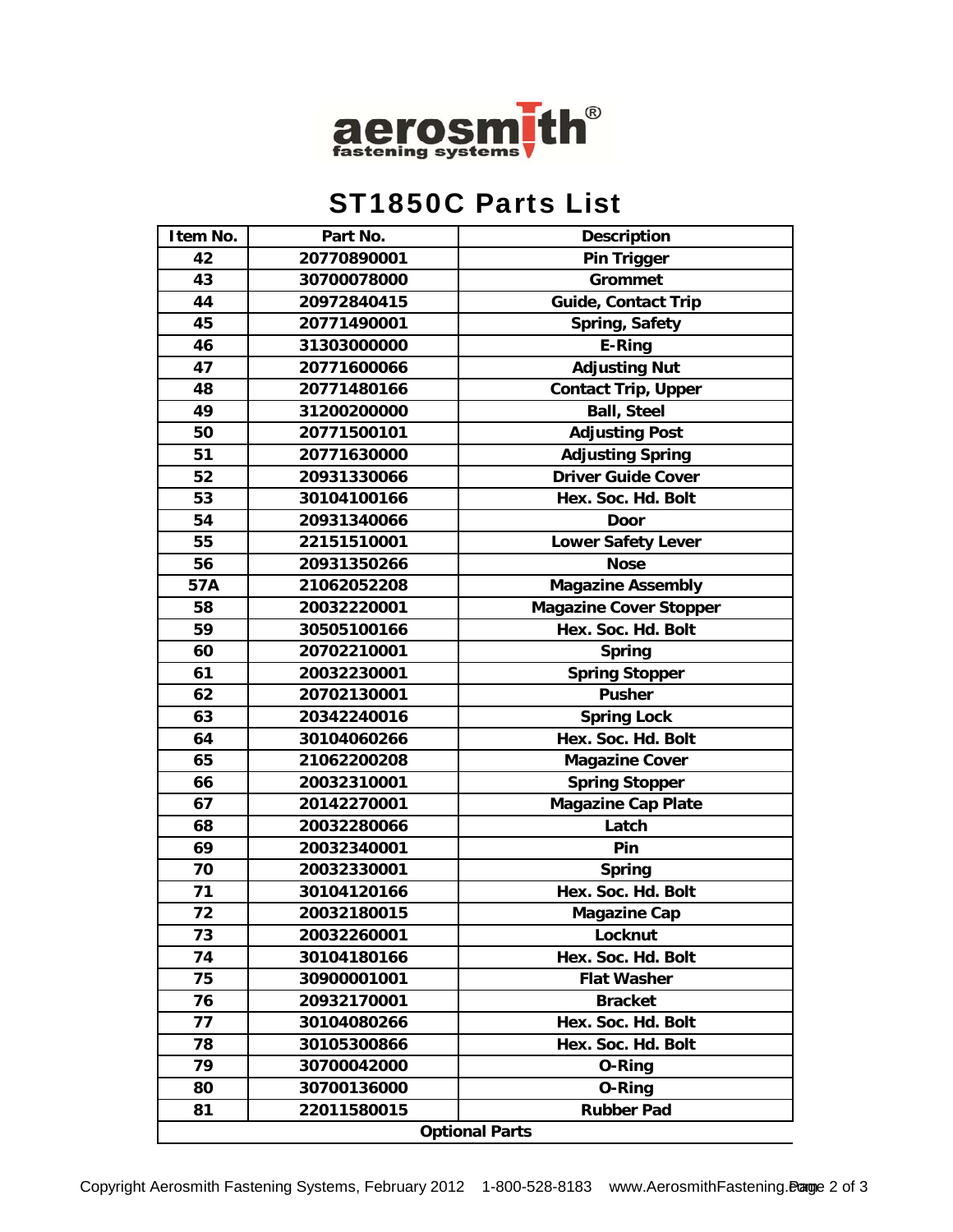aerosmith fastening systems

# ST1850C Parts List

| Item No. | Part No. | Description |
|---|---|---|
| 42 | 20770890001 | Pin Trigger |
| 43 | 30700078000 | Grommet |
| 44 | 20972840415 | Guide, Contact Trip |
| 45 | 20771490001 | Spring, Safety |
| 46 | 31303000000 | E-Ring |
| 47 | 20771600066 | Adjusting Nut |
| 48 | 20771480166 | Contact Trip, Upper |
| 49 | 31200200000 | Ball, Steel |
| 50 | 20771500101 | Adjusting Post |
| 51 | 20771630000 | Adjusting Spring |
| 52 | 20931330066 | Driver Guide Cover |
| 53 | 30104100166 | Hex. Soc. Hd. Bolt |
| 54 | 20931340066 | Door |
| 55 | 22151510001 | Lower Safety Lever |
| 56 | 20931350266 | Nose |
| 57A | 21062052208 | Magazine Assembly |
| 58 | 20032220001 | Magazine Cover Stopper |
| 59 | 30505100166 | Hex. Soc. Hd. Bolt |
| 60 | 20702210001 | Spring |
| 61 | 20032230001 | Spring Stopper |
| 62 | 20702130001 | Pusher |
| 63 | 20342240016 | Spring Lock |
| 64 | 30104060266 | Hex. Soc. Hd. Bolt |
| 65 | 21062200208 | Magazine Cover |
| 66 | 20032310001 | Spring Stopper |
| 67 | 20142270001 | Magazine Cap Plate |
| 68 | 20032280066 | Latch |
| 69 | 20032340001 | Pin |
| 70 | 20032330001 | Spring |
| 71 | 30104120166 | Hex. Soc. Hd. Bolt |
| 72 | 20032180015 | Magazine Cap |
| 73 | 20032260001 | Locknut |
| 74 | 30104180166 | Hex. Soc. Hd. Bolt |
| 75 | 30900001001 | Flat Washer |
| 76 | 20932170001 | Bracket |
| 77 | 30104080266 | Hex. Soc. Hd. Bolt |
| 78 | 30105300866 | Hex. Soc. Hd. Bolt |
| 79 | 30700042000 | O-Ring |
| 80 | 30700136000 | O-Ring |
| 81 | 22011580015 | Rubber Pad |
| Optional Parts | | |

Copyright Aerosmith Fastening Systems, February 2012 1-800-528-8183 www.AerosmithFastening.com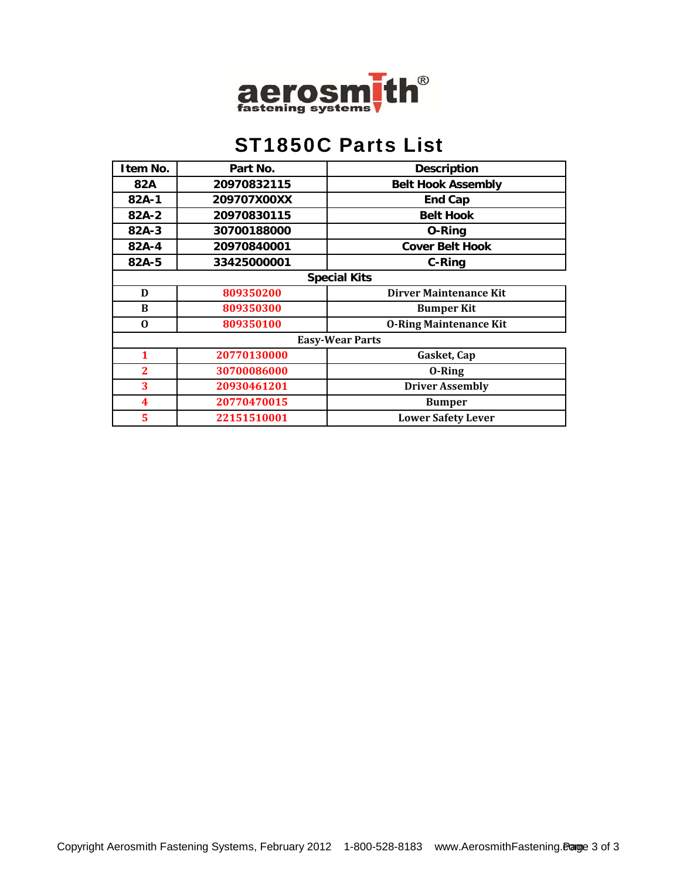aerosmith® fastening systems

# ST1850C Parts List

| Item No. | Part No. | Description |
| --- | --- | --- |
| 82A | 20970832115 | Belt Hook Assembly |
| 82A-1 | 209707X00XX | End Cap |
| 82A-2 | 20970830115 | Belt Hook |
| 82A-3 | 30700188000 | O-Ring |
| 82A-4 | 20970840001 | Cover Belt Hook |
| 82A-5 | 33425000001 | C-Ring |
| Special Kits | | |
| D | 809350200 | Dirver Maintenance Kit |
| B | 809350300 | Bumper Kit |
| O | 809350100 | O-Ring Maintenance Kit |
| Easy-Wear Parts | | |
| 1 | 20770130000 | Gasket, Cap |
| 2 | 30700086000 | O-Ring |
| 3 | 20930461201 | Driver Assembly |
| 4 | 20770470015 | Bumper |
| 5 | 22151510001 | Lower Safety Lever |

Copyright Aerosmith Fastening Systems, February 2012 1-800-528-8183 www.AerosmithFastening.com